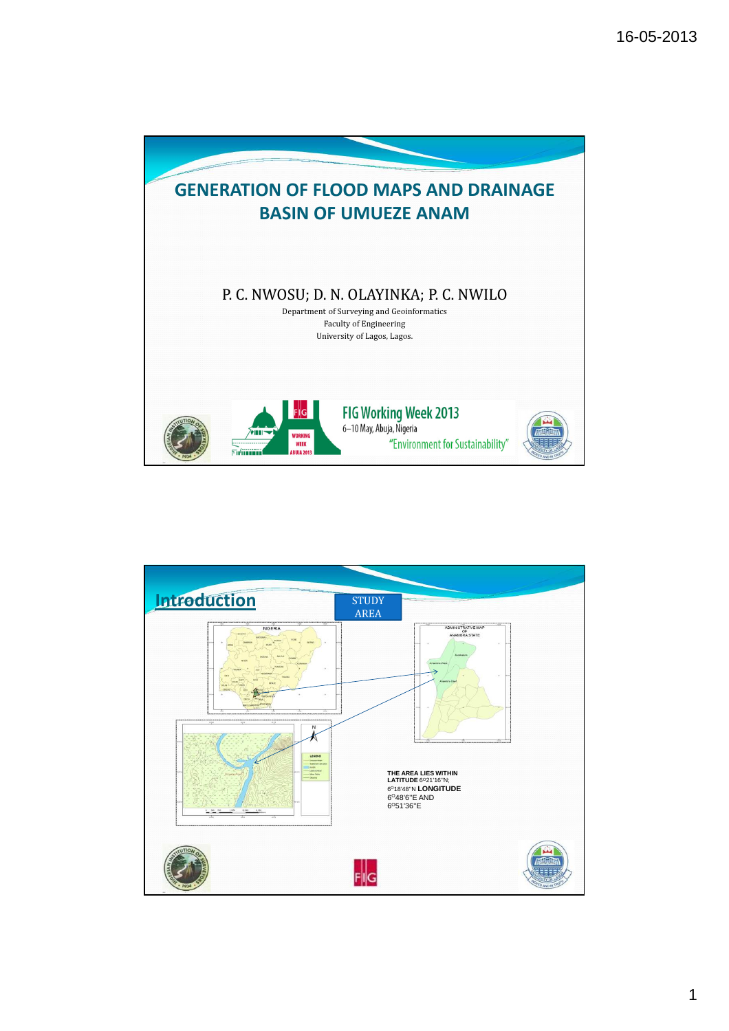# GENERATION OF FLOOD MAPS AND DRAINAGE BASIN OF UMUEZE ANAM

P. C. NWOSU; D. N. OLAYINKA; P. C. NWILO

Department of Surveying and Geoinformatics
Faculty of Engineering
University of Lagos, Lagos.

FIG Working Week 2013
6–10 May, Abuja, Nigeria
"Environment for Sustainability"

## Introduction

STUDY AREA

THE AREA LIES WITHIN
LATITUDE 6°21'16"N;
6°18'48"N LONGITUDE
6°48'6"E AND
6°51'36"E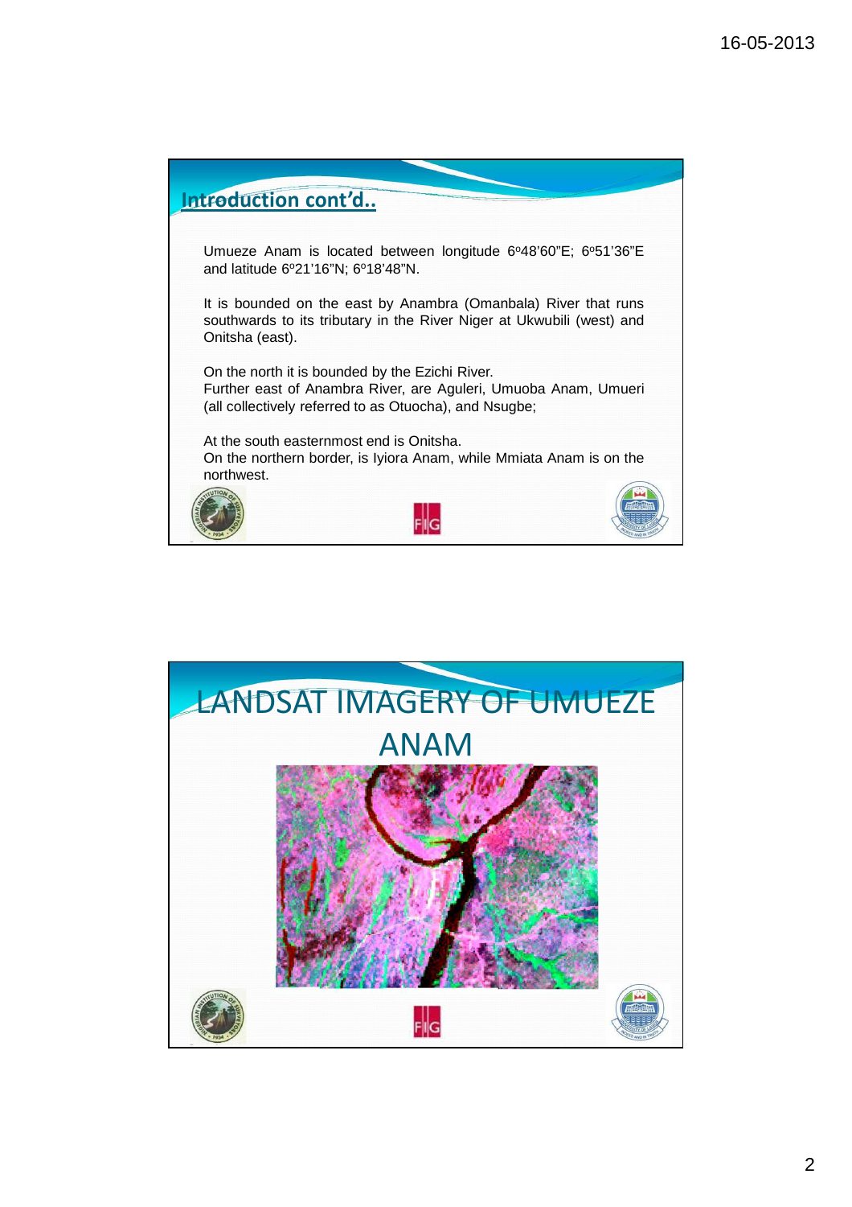## Introduction cont'd..

Umueze Anam is located between longitude 6º48'60"E; 6º51'36"E and latitude 6º21'16"N; 6º18'48"N.

It is bounded on the east by Anambra (Omanbala) River that runs southwards to its tributary in the River Niger at Ukwubili (west) and Onitsha (east).

On the north it is bounded by the Ezichi River.
Further east of Anambra River, are Aguleri, Umuoba Anam, Umueri (all collectively referred to as Otuocha), and Nsugbe;

At the south easternmost end is Onitsha.
On the northern border, is Iyiora Anam, while Mmiata Anam is on the northwest.

## LANDSAT IMAGERY OF UMUEZE ANAM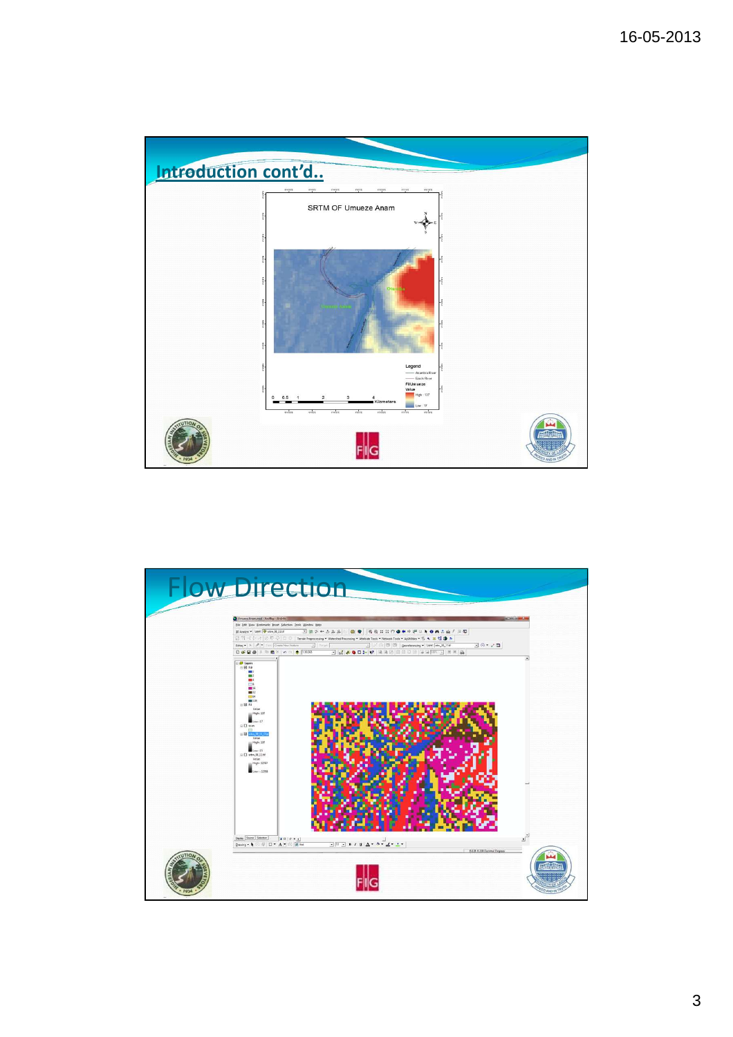## Introduction cont'd..

SRTM OF Umueze Anam

Legend

Anambra River

Ezu River

FillUmueze

Value

High : 137

Low : 17

0 0.5 1 2 3 4 Kilometers

## Flow Direction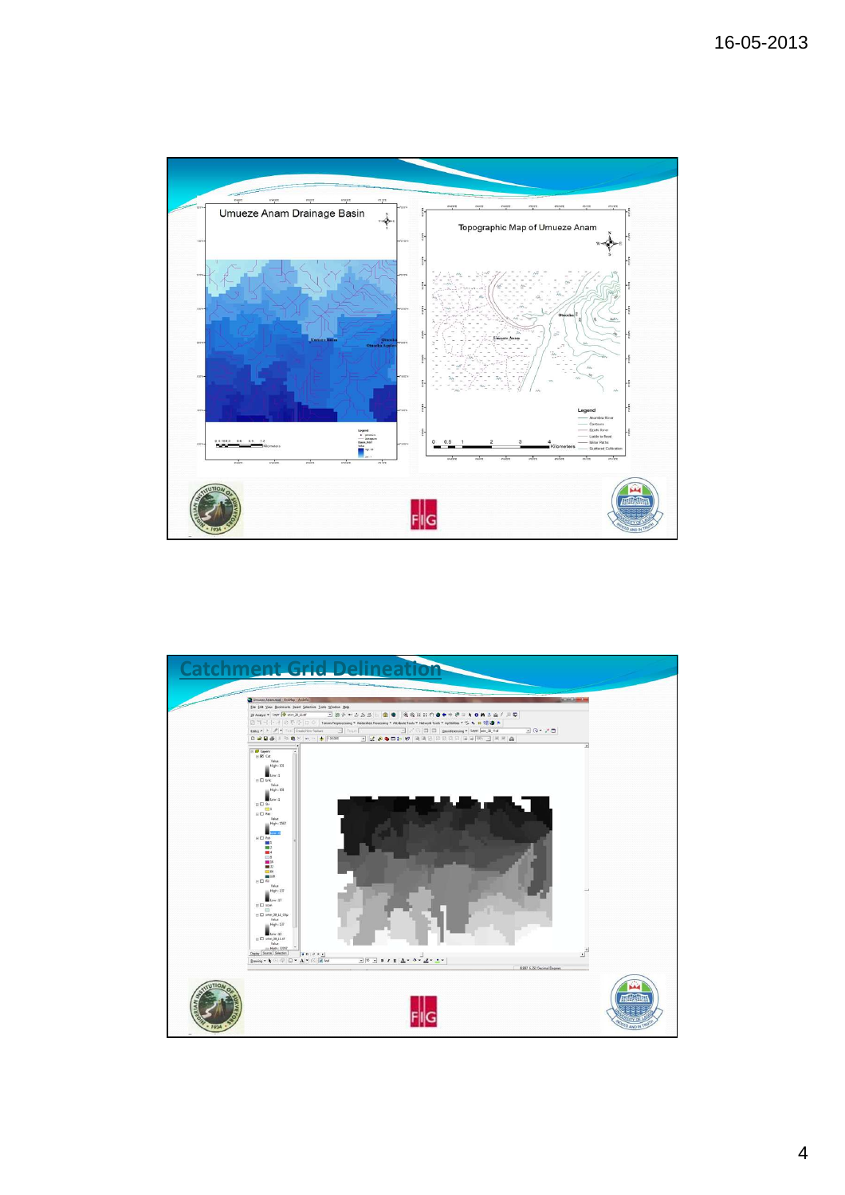Umueze Anam Drainage Basin

Topographic Map of Umueze Anam

## Catchment Grid Delineation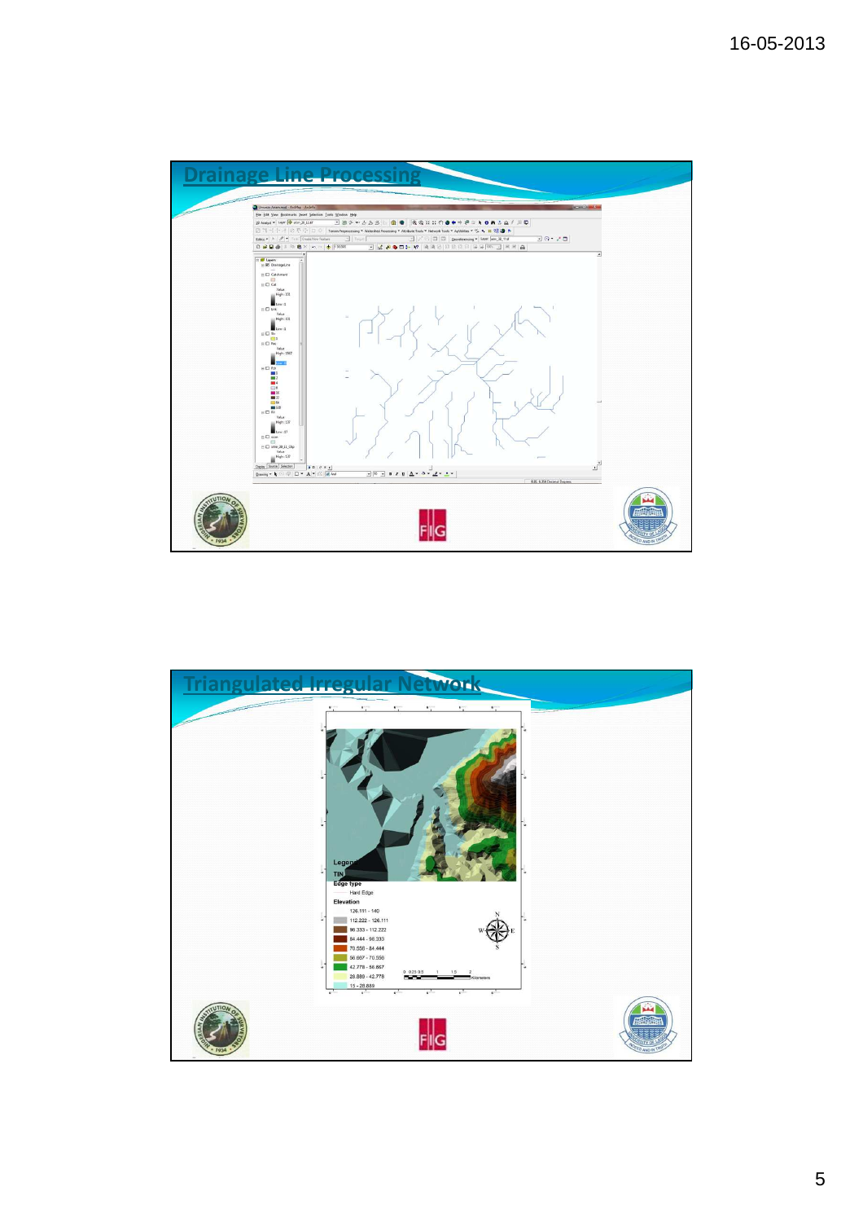## Drainage Line Processing

## Triangulated Irregular Network

Legend

TIN

Edge type

Hard Edge

Elevation

126.111 - 140

112.222 - 126.111

98.333 - 112.222

84.444 - 98.333

70.556 - 84.444

56.667 - 70.556

42.778 - 56.667

28.889 - 42.778

15 - 28.889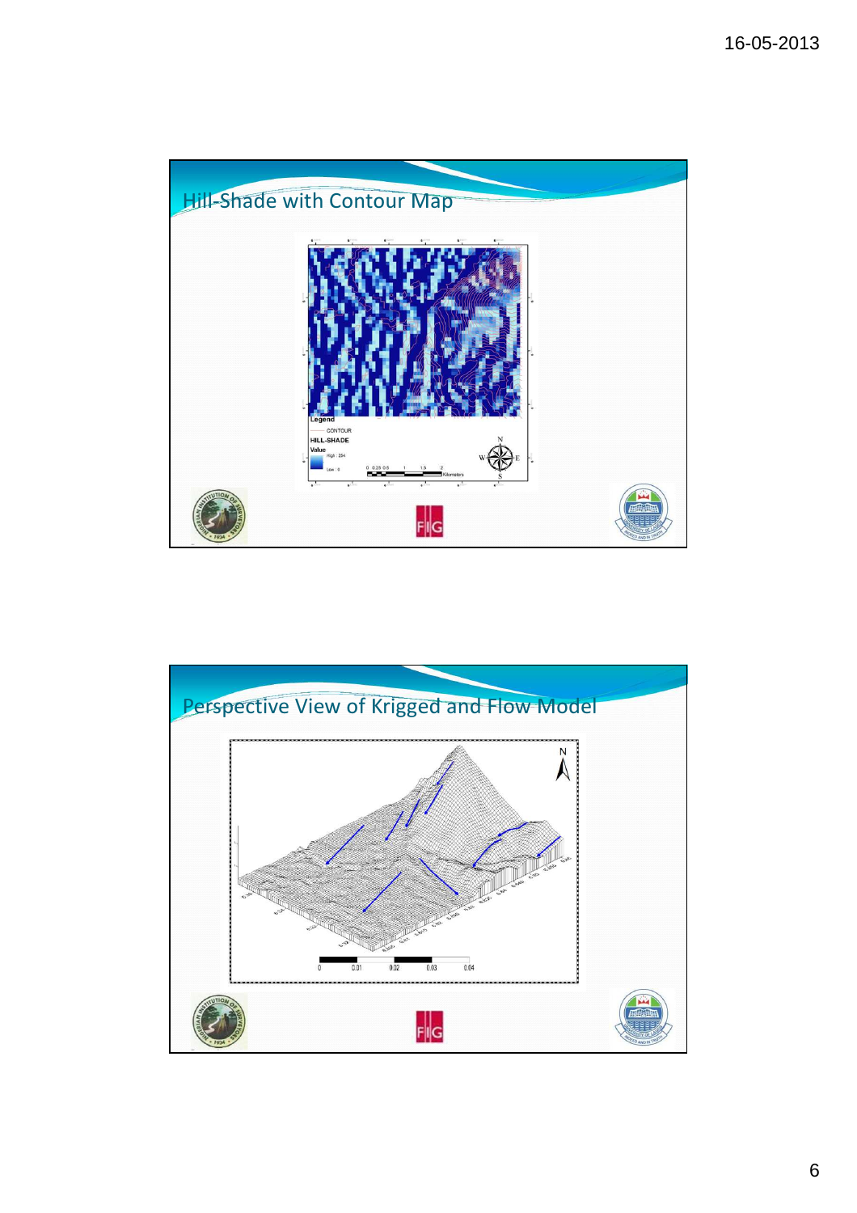## Hill-Shade with Contour Map

Legend

CONTOUR

HILL-SHADE

Value

High : 254

Low : 0

0 0.25 0.5 1 1.5 2 Kilometers

## Perspective View of Krigged and Flow Model

0 0.01 0.02 0.03 0.04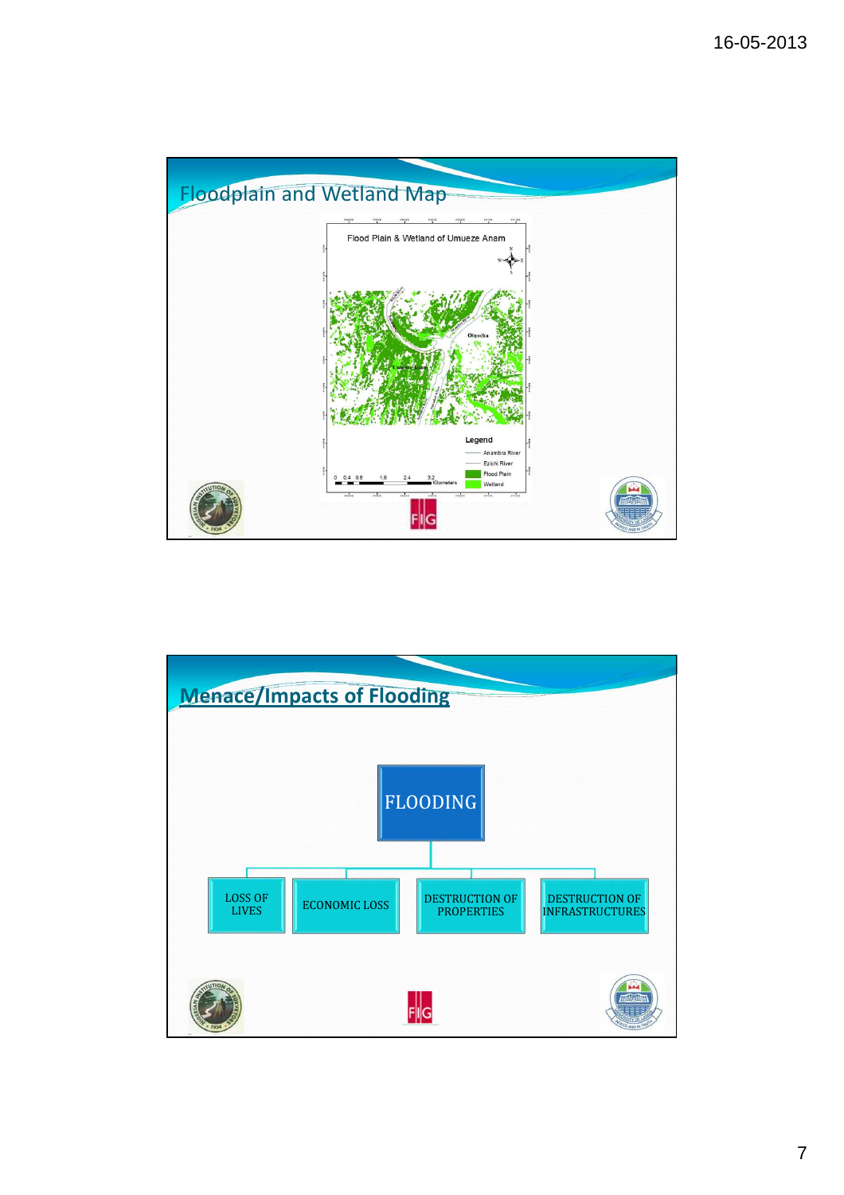## Floodplain and Wetland Map

Flood Plain & Wetland of Umueze Anam

Onitsha

Umueze Anam

Legend

- Anambra River
- Ezichi River
- Flood Plain
- Wetland

0 0.4 0.8 1.6 2.4 3.2 Kilometers

## Menace/Impacts of Flooding

FLOODING

- LOSS OF LIVES
- ECONOMIC LOSS
- DESTRUCTION OF PROPERTIES
- DESTRUCTION OF INFRASTRUCTURES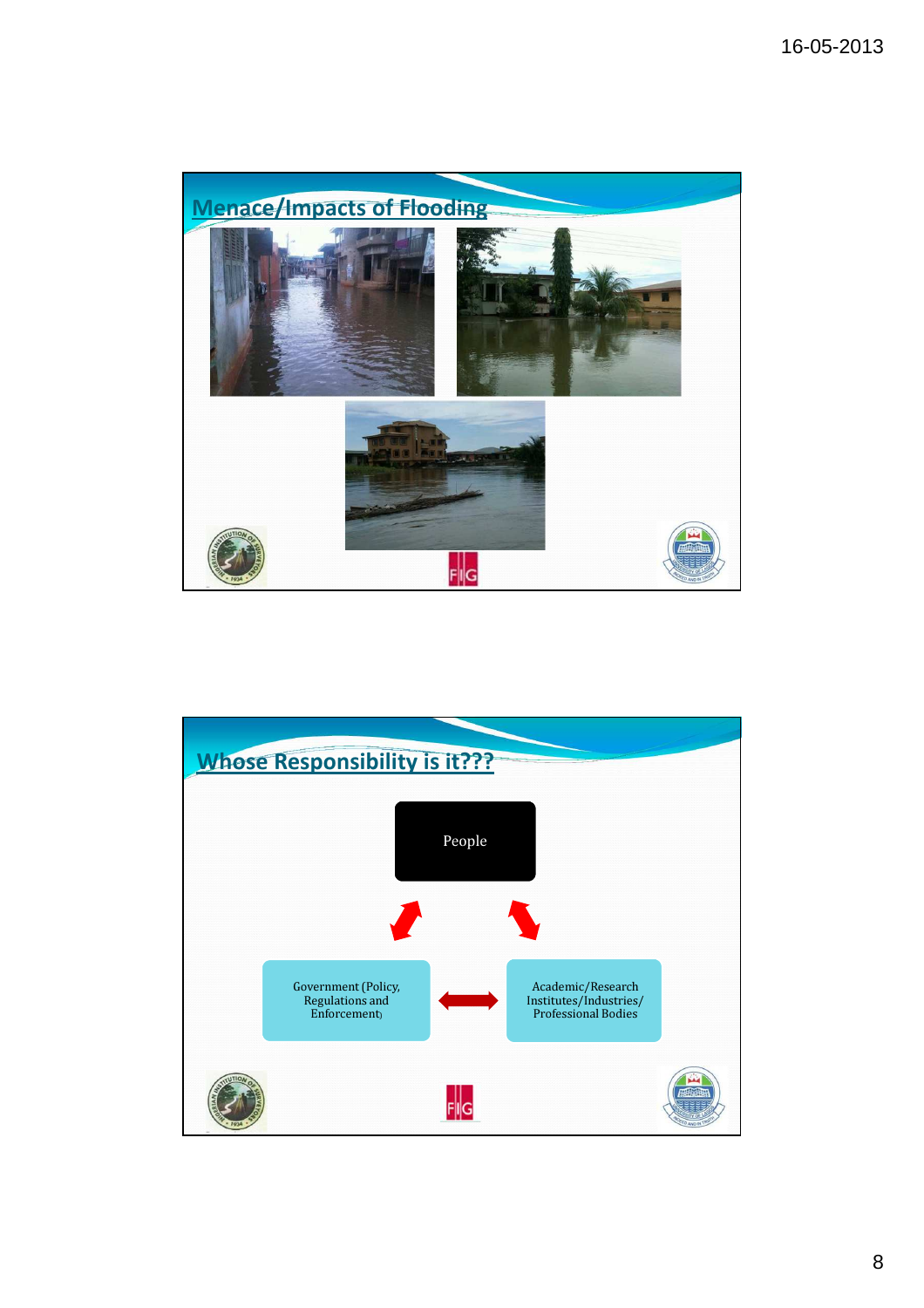## Menace/Impacts of Flooding

## Whose Responsibility is it???

People

Government (Policy, Regulations and Enforcement)

Academic/Research Institutes/Industries/ Professional Bodies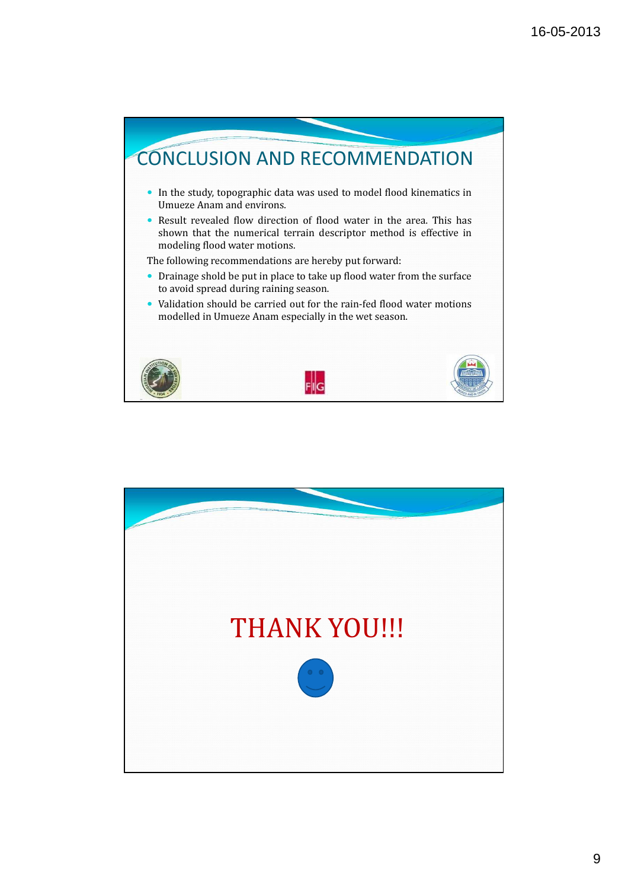# CONCLUSION AND RECOMMENDATION

- In the study, topographic data was used to model flood kinematics in Umueze Anam and environs.
- Result revealed flow direction of flood water in the area. This has shown that the numerical terrain descriptor method is effective in modeling flood water motions.

The following recommendations are hereby put forward:

- Drainage shold be put in place to take up flood water from the surface to avoid spread during raining season.
- Validation should be carried out for the rain-fed flood water motions modelled in Umueze Anam especially in the wet season.

# THANK YOU!!!